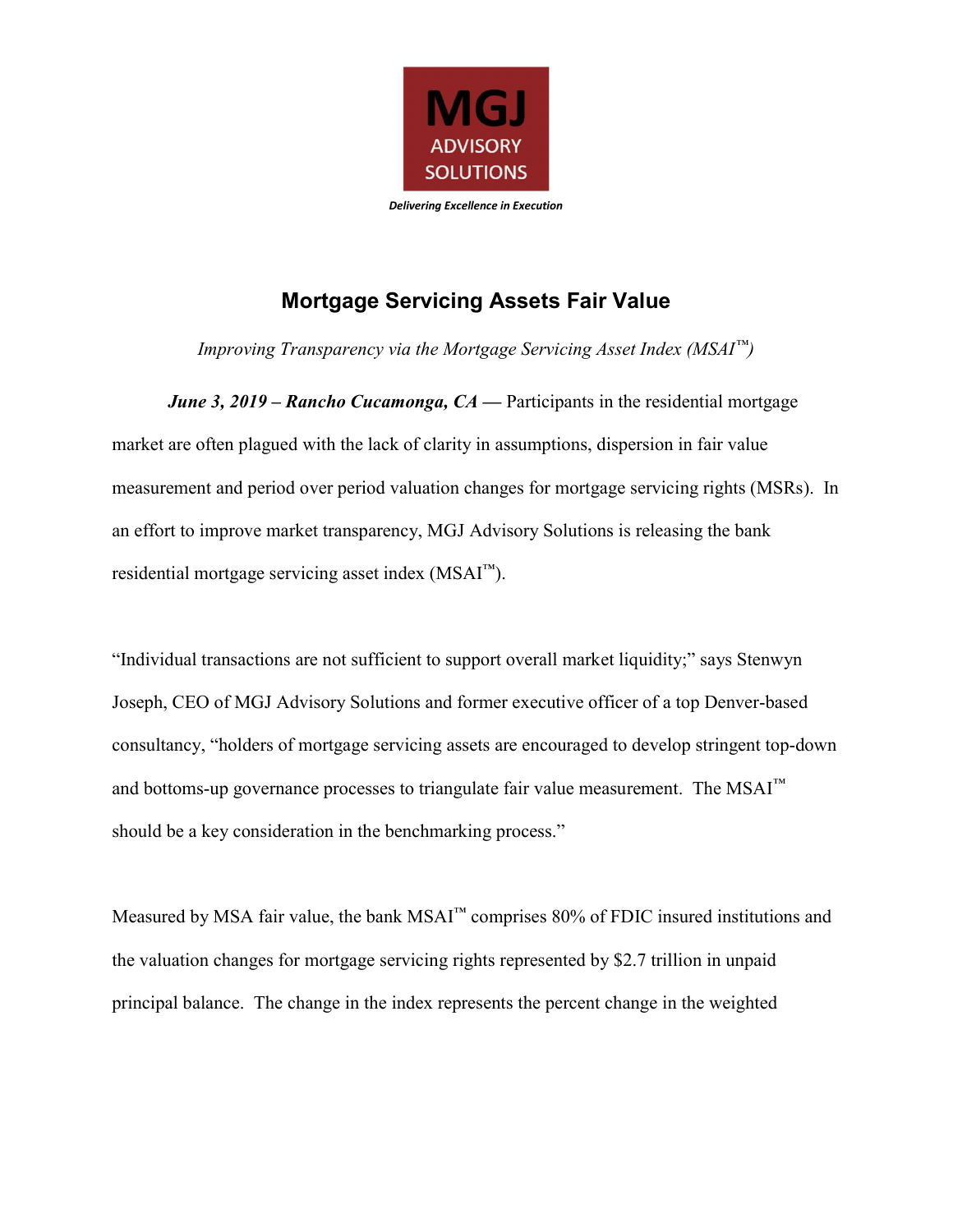MGJ ADVISORY SOLUTIONS

*Delivering Excellence in Execution*

# Mortgage Servicing Assets Fair Value

*Improving Transparency via the Mortgage Servicing Asset Index (MSAI™)*

***June 3, 2019 – Rancho Cucamonga, CA —*** Participants in the residential mortgage market are often plagued with the lack of clarity in assumptions, dispersion in fair value measurement and period over period valuation changes for mortgage servicing rights (MSRs). In an effort to improve market transparency, MGJ Advisory Solutions is releasing the bank residential mortgage servicing asset index (MSAI™).

"Individual transactions are not sufficient to support overall market liquidity;" says Stenwyn Joseph, CEO of MGJ Advisory Solutions and former executive officer of a top Denver-based consultancy, "holders of mortgage servicing assets are encouraged to develop stringent top-down and bottoms-up governance processes to triangulate fair value measurement. The MSAI™ should be a key consideration in the benchmarking process."

Measured by MSA fair value, the bank MSAI™ comprises 80% of FDIC insured institutions and the valuation changes for mortgage servicing rights represented by $2.7 trillion in unpaid principal balance. The change in the index represents the percent change in the weighted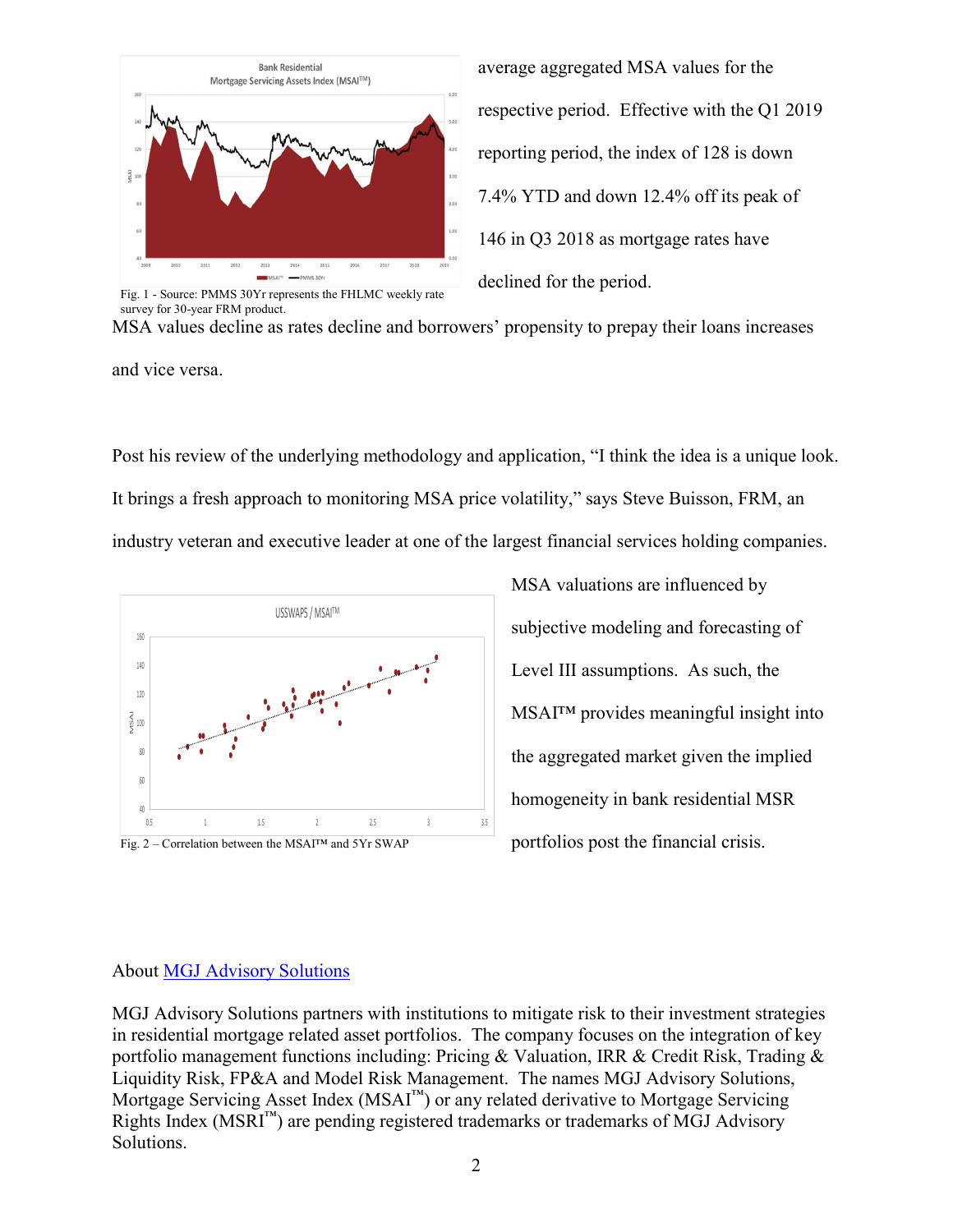Bank Residential
Mortgage Servicing Assets Index (MSAI™)

MSAI

160
140
120
100
80
60
40

6.00
5.00
4.00
3.00
2.00
1.00
0.00

2009 2010 2011 2012 2013 2014 2015 2016 2017 2018 2019

MSAI™ PMMS 30Yr

Fig. 1 - Source: PMMS 30Yr represents the FHLMC weekly rate survey for 30-year FRM product.

average aggregated MSA values for the respective period. Effective with the Q1 2019 reporting period, the index of 128 is down 7.4% YTD and down 12.4% off its peak of 146 in Q3 2018 as mortgage rates have declined for the period. MSA values decline as rates decline and borrowers' propensity to prepay their loans increases and vice versa.

Post his review of the underlying methodology and application, "I think the idea is a unique look. It brings a fresh approach to monitoring MSA price volatility," says Steve Buisson, FRM, an industry veteran and executive leader at one of the largest financial services holding companies.

USSWAP5 / MSAI™

MSAI

160
140
120
100
80
60
40

0.5 1 1.5 2 2.5 3 3.5

Fig. 2 – Correlation between the MSAI™ and 5Yr SWAP

MSA valuations are influenced by subjective modeling and forecasting of Level III assumptions. As such, the MSAI™ provides meaningful insight into the aggregated market given the implied homogeneity in bank residential MSR portfolios post the financial crisis.

About [MGJ Advisory Solutions]

MGJ Advisory Solutions partners with institutions to mitigate risk to their investment strategies in residential mortgage related asset portfolios. The company focuses on the integration of key portfolio management functions including: Pricing & Valuation, IRR & Credit Risk, Trading & Liquidity Risk, FP&A and Model Risk Management. The names MGJ Advisory Solutions, Mortgage Servicing Asset Index (MSAI™) or any related derivative to Mortgage Servicing Rights Index (MSRI™) are pending registered trademarks or trademarks of MGJ Advisory Solutions.